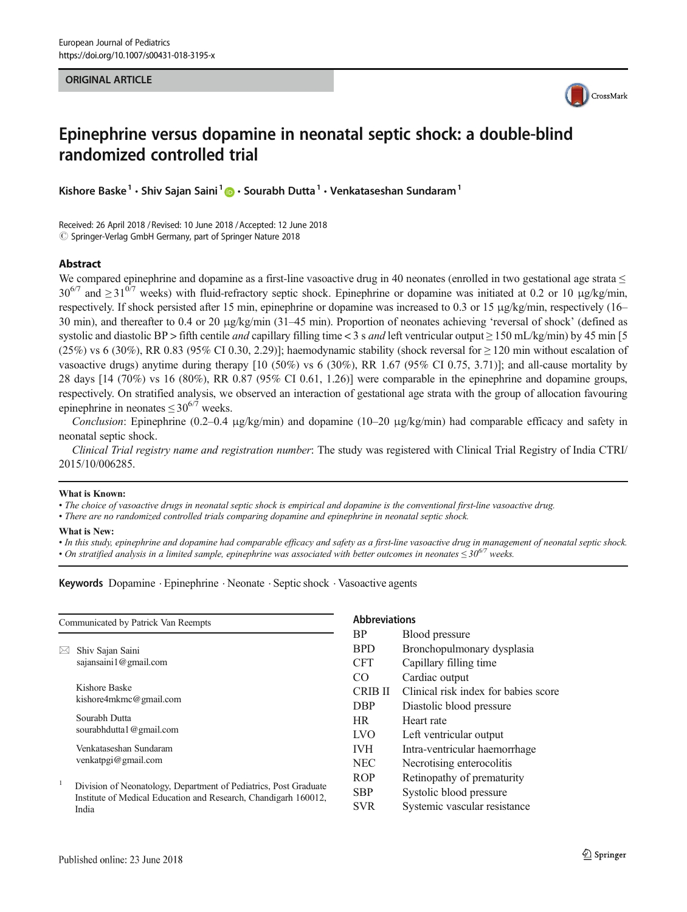ORIGINAL ARTICLE

# Epinephrine versus dopamine in neonatal septic shock: a double-blind randomized controlled trial

Kishore Baske[1] · Shiv Sajan Saini[1] · Sourabh Dutta[1] · Venkataseshan Sundaram[1]

Received: 26 April 2018 / Revised: 10 June 2018 / Accepted: 12 June 2018
© Springer-Verlag GmbH Germany, part of Springer Nature 2018

## Abstract

We compared epinephrine and dopamine as a first-line vasoactive drug in 40 neonates (enrolled in two gestational age strata ≤ $30^{6/7}$ and ≥ $31^{0/7}$ weeks) with fluid-refractory septic shock. Epinephrine or dopamine was initiated at 0.2 or 10 μg/kg/min, respectively. If shock persisted after 15 min, epinephrine or dopamine was increased to 0.3 or 15 μg/kg/min, respectively (16–30 min), and thereafter to 0.4 or 20 μg/kg/min (31–45 min). Proportion of neonates achieving 'reversal of shock' (defined as systolic and diastolic BP > fifth centile *and* capillary filling time < 3 s *and* left ventricular output ≥ 150 mL/kg/min) by 45 min [5 (25%) vs 6 (30%), RR 0.83 (95% CI 0.30, 2.29)]; haemodynamic stability (shock reversal for ≥ 120 min without escalation of vasoactive drugs) anytime during therapy [10 (50%) vs 6 (30%), RR 1.67 (95% CI 0.75, 3.71)]; and all-cause mortality by 28 days [14 (70%) vs 16 (80%), RR 0.87 (95% CI 0.61, 1.26)] were comparable in the epinephrine and dopamine groups, respectively. On stratified analysis, we observed an interaction of gestational age strata with the group of allocation favouring epinephrine in neonates ≤ $30^{6/7}$ weeks.

*Conclusion*: Epinephrine (0.2–0.4 μg/kg/min) and dopamine (10–20 μg/kg/min) had comparable efficacy and safety in neonatal septic shock.

*Clinical Trial registry name and registration number*: The study was registered with Clinical Trial Registry of India CTRI/2015/10/006285.

**What is Known:**
- *The choice of vasoactive drugs in neonatal septic shock is empirical and dopamine is the conventional first-line vasoactive drug.*
- *There are no randomized controlled trials comparing dopamine and epinephrine in neonatal septic shock.*

**What is New:**
- *In this study, epinephrine and dopamine had comparable efficacy and safety as a first-line vasoactive drug in management of neonatal septic shock.*
- *On stratified analysis in a limited sample, epinephrine was associated with better outcomes in neonates ≤ $30^{6/7}$ weeks.*

**Keywords** Dopamine · Epinephrine · Neonate · Septic shock · Vasoactive agents

Communicated by Patrick Van Reempts

✉ Shiv Sajan Saini
sajansaini1@gmail.com

Kishore Baske
kishore4mkmc@gmail.com

Sourabh Dutta
sourabhdutta1@gmail.com

Venkataseshan Sundaram
venkatpgi@gmail.com

[1] Division of Neonatology, Department of Pediatrics, Post Graduate Institute of Medical Education and Research, Chandigarh 160012, India

## Abbreviations

| | |
|---|---|
| BP | Blood pressure |
| BPD | Bronchopulmonary dysplasia |
| CFT | Capillary filling time |
| CO | Cardiac output |
| CRIB II | Clinical risk index for babies score |
| DBP | Diastolic blood pressure |
| HR | Heart rate |
| LVO | Left ventricular output |
| IVH | Intra-ventricular haemorrhage |
| NEC | Necrotising enterocolitis |
| ROP | Retinopathy of prematurity |
| SBP | Systolic blood pressure |
| SVR | Systemic vascular resistance |

Published online: 23 June 2018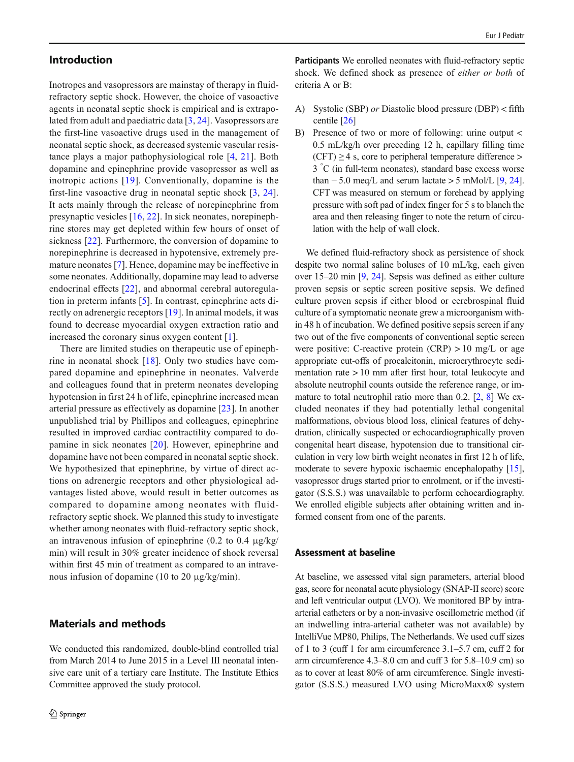## Introduction

Inotropes and vasopressors are mainstay of therapy in fluid-refractory septic shock. However, the choice of vasoactive agents in neonatal septic shock is empirical and is extrapolated from adult and paediatric data [3, 24]. Vasopressors are the first-line vasoactive drugs used in the management of neonatal septic shock, as decreased systemic vascular resistance plays a major pathophysiological role [4, 21]. Both dopamine and epinephrine provide vasopressor as well as inotropic actions [19]. Conventionally, dopamine is the first-line vasoactive drug in neonatal septic shock [3, 24]. It acts mainly through the release of norepinephrine from presynaptic vesicles [16, 22]. In sick neonates, norepinephrine stores may get depleted within few hours of onset of sickness [22]. Furthermore, the conversion of dopamine to norepinephrine is decreased in hypotensive, extremely premature neonates [7]. Hence, dopamine may be ineffective in some neonates. Additionally, dopamine may lead to adverse endocrinal effects [22], and abnormal cerebral autoregulation in preterm infants [5]. In contrast, epinephrine acts directly on adrenergic receptors [19]. In animal models, it was found to decrease myocardial oxygen extraction ratio and increased the coronary sinus oxygen content [1].

There are limited studies on therapeutic use of epinephrine in neonatal shock [18]. Only two studies have compared dopamine and epinephrine in neonates. Valverde and colleagues found that in preterm neonates developing hypotension in first 24 h of life, epinephrine increased mean arterial pressure as effectively as dopamine [23]. In another unpublished trial by Phillipos and colleagues, epinephrine resulted in improved cardiac contractility compared to dopamine in sick neonates [20]. However, epinephrine and dopamine have not been compared in neonatal septic shock. We hypothesized that epinephrine, by virtue of direct actions on adrenergic receptors and other physiological advantages listed above, would result in better outcomes as compared to dopamine among neonates with fluid-refractory septic shock. We planned this study to investigate whether among neonates with fluid-refractory septic shock, an intravenous infusion of epinephrine (0.2 to 0.4 μg/kg/min) will result in 30% greater incidence of shock reversal within first 45 min of treatment as compared to an intravenous infusion of dopamine (10 to 20 μg/kg/min).

## Materials and methods

We conducted this randomized, double-blind controlled trial from March 2014 to June 2015 in a Level III neonatal intensive care unit of a tertiary care Institute. The Institute Ethics Committee approved the study protocol.

**Participants** We enrolled neonates with fluid-refractory septic shock. We defined shock as presence of *either or both* of criteria A or B:

A) Systolic (SBP) *or* Diastolic blood pressure (DBP) < fifth centile [26]

B) Presence of two or more of following: urine output < 0.5 mL/kg/h over preceding 12 h, capillary filling time (CFT) ≥ 4 s, core to peripheral temperature difference > 3 °C (in full-term neonates), standard base excess worse than − 5.0 meq/L and serum lactate > 5 mMol/L [9, 24]. CFT was measured on sternum or forehead by applying pressure with soft pad of index finger for 5 s to blanch the area and then releasing finger to note the return of circulation with the help of wall clock.

We defined fluid-refractory shock as persistence of shock despite two normal saline boluses of 10 mL/kg, each given over 15–20 min [9, 24]. Sepsis was defined as either culture proven sepsis or septic screen positive sepsis. We defined culture proven sepsis if either blood or cerebrospinal fluid culture of a symptomatic neonate grew a microorganism within 48 h of incubation. We defined positive sepsis screen if any two out of the five components of conventional septic screen were positive: C-reactive protein (CRP) > 10 mg/L or age appropriate cut-offs of procalcitonin, microerythrocyte sedimentation rate > 10 mm after first hour, total leukocyte and absolute neutrophil counts outside the reference range, or immature to total neutrophil ratio more than 0.2. [2, 8] We excluded neonates if they had potentially lethal congenital malformations, obvious blood loss, clinical features of dehydration, clinically suspected or echocardiographically proven congenital heart disease, hypotension due to transitional circulation in very low birth weight neonates in first 12 h of life, moderate to severe hypoxic ischaemic encephalopathy [15], vasopressor drugs started prior to enrolment, or if the investigator (S.S.S.) was unavailable to perform echocardiography. We enrolled eligible subjects after obtaining written and informed consent from one of the parents.

### Assessment at baseline

At baseline, we assessed vital sign parameters, arterial blood gas, score for neonatal acute physiology (SNAP-II score) score and left ventricular output (LVO). We monitored BP by intra-arterial catheters or by a non-invasive oscillometric method (if an indwelling intra-arterial catheter was not available) by IntelliVue MP80, Philips, The Netherlands. We used cuff sizes of 1 to 3 (cuff 1 for arm circumference 3.1–5.7 cm, cuff 2 for arm circumference 4.3–8.0 cm and cuff 3 for 5.8–10.9 cm) so as to cover at least 80% of arm circumference. Single investigator (S.S.S.) measured LVO using MicroMaxx® system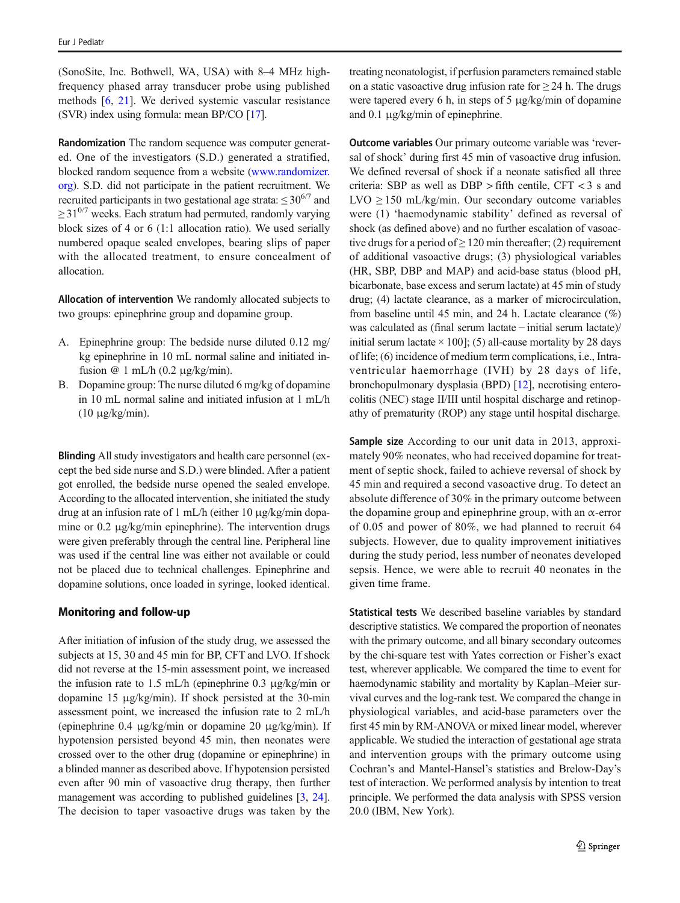(SonoSite, Inc. Bothwell, WA, USA) with 8–4 MHz high-frequency phased array transducer probe using published methods [6, 21]. We derived systemic vascular resistance (SVR) index using formula: mean BP/CO [17].

**Randomization** The random sequence was computer generated. One of the investigators (S.D.) generated a stratified, blocked random sequence from a website (www.randomizer.org). S.D. did not participate in the patient recruitment. We recruited participants in two gestational age strata: $\leq 30^{6/7}$ and $\geq 31^{0/7}$ weeks. Each stratum had permuted, randomly varying block sizes of 4 or 6 (1:1 allocation ratio). We used serially numbered opaque sealed envelopes, bearing slips of paper with the allocated treatment, to ensure concealment of allocation.

**Allocation of intervention** We randomly allocated subjects to two groups: epinephrine group and dopamine group.

A. Epinephrine group: The bedside nurse diluted 0.12 mg/kg epinephrine in 10 mL normal saline and initiated infusion @ 1 mL/h (0.2 μg/kg/min).
B. Dopamine group: The nurse diluted 6 mg/kg of dopamine in 10 mL normal saline and initiated infusion at 1 mL/h (10 μg/kg/min).

**Blinding** All study investigators and health care personnel (except the bed side nurse and S.D.) were blinded. After a patient got enrolled, the bedside nurse opened the sealed envelope. According to the allocated intervention, she initiated the study drug at an infusion rate of 1 mL/h (either 10 μg/kg/min dopamine or 0.2 μg/kg/min epinephrine). The intervention drugs were given preferably through the central line. Peripheral line was used if the central line was either not available or could not be placed due to technical challenges. Epinephrine and dopamine solutions, once loaded in syringe, looked identical.

## Monitoring and follow-up

After initiation of infusion of the study drug, we assessed the subjects at 15, 30 and 45 min for BP, CFT and LVO. If shock did not reverse at the 15-min assessment point, we increased the infusion rate to 1.5 mL/h (epinephrine 0.3 μg/kg/min or dopamine 15 μg/kg/min). If shock persisted at the 30-min assessment point, we increased the infusion rate to 2 mL/h (epinephrine 0.4 μg/kg/min or dopamine 20 μg/kg/min). If hypotension persisted beyond 45 min, then neonates were crossed over to the other drug (dopamine or epinephrine) in a blinded manner as described above. If hypotension persisted even after 90 min of vasoactive drug therapy, then further management was according to published guidelines [3, 24]. The decision to taper vasoactive drugs was taken by the treating neonatologist, if perfusion parameters remained stable on a static vasoactive drug infusion rate for ≥ 24 h. The drugs were tapered every 6 h, in steps of 5 μg/kg/min of dopamine and 0.1 μg/kg/min of epinephrine.

**Outcome variables** Our primary outcome variable was 'reversal of shock' during first 45 min of vasoactive drug infusion. We defined reversal of shock if a neonate satisfied all three criteria: SBP as well as DBP > fifth centile, CFT < 3 s and LVO ≥ 150 mL/kg/min. Our secondary outcome variables were (1) 'haemodynamic stability' defined as reversal of shock (as defined above) and no further escalation of vasoactive drugs for a period of ≥ 120 min thereafter; (2) requirement of additional vasoactive drugs; (3) physiological variables (HR, SBP, DBP and MAP) and acid-base status (blood pH, bicarbonate, base excess and serum lactate) at 45 min of study drug; (4) lactate clearance, as a marker of microcirculation, from baseline until 45 min, and 24 h. Lactate clearance (%) was calculated as (final serum lactate − initial serum lactate)/initial serum lactate × 100]; (5) all-cause mortality by 28 days of life; (6) incidence of medium term complications, i.e., Intraventricular haemorrhage (IVH) by 28 days of life, bronchopulmonary dysplasia (BPD) [12], necrotising enterocolitis (NEC) stage II/III until hospital discharge and retinopathy of prematurity (ROP) any stage until hospital discharge.

**Sample size** According to our unit data in 2013, approximately 90% neonates, who had received dopamine for treatment of septic shock, failed to achieve reversal of shock by 45 min and required a second vasoactive drug. To detect an absolute difference of 30% in the primary outcome between the dopamine group and epinephrine group, with an α-error of 0.05 and power of 80%, we had planned to recruit 64 subjects. However, due to quality improvement initiatives during the study period, less number of neonates developed sepsis. Hence, we were able to recruit 40 neonates in the given time frame.

**Statistical tests** We described baseline variables by standard descriptive statistics. We compared the proportion of neonates with the primary outcome, and all binary secondary outcomes by the chi-square test with Yates correction or Fisher's exact test, wherever applicable. We compared the time to event for haemodynamic stability and mortality by Kaplan–Meier survival curves and the log-rank test. We compared the change in physiological variables, and acid-base parameters over the first 45 min by RM-ANOVA or mixed linear model, wherever applicable. We studied the interaction of gestational age strata and intervention groups with the primary outcome using Cochran's and Mantel-Hansel's statistics and Brelow-Day's test of interaction. We performed analysis by intention to treat principle. We performed the data analysis with SPSS version 20.0 (IBM, New York).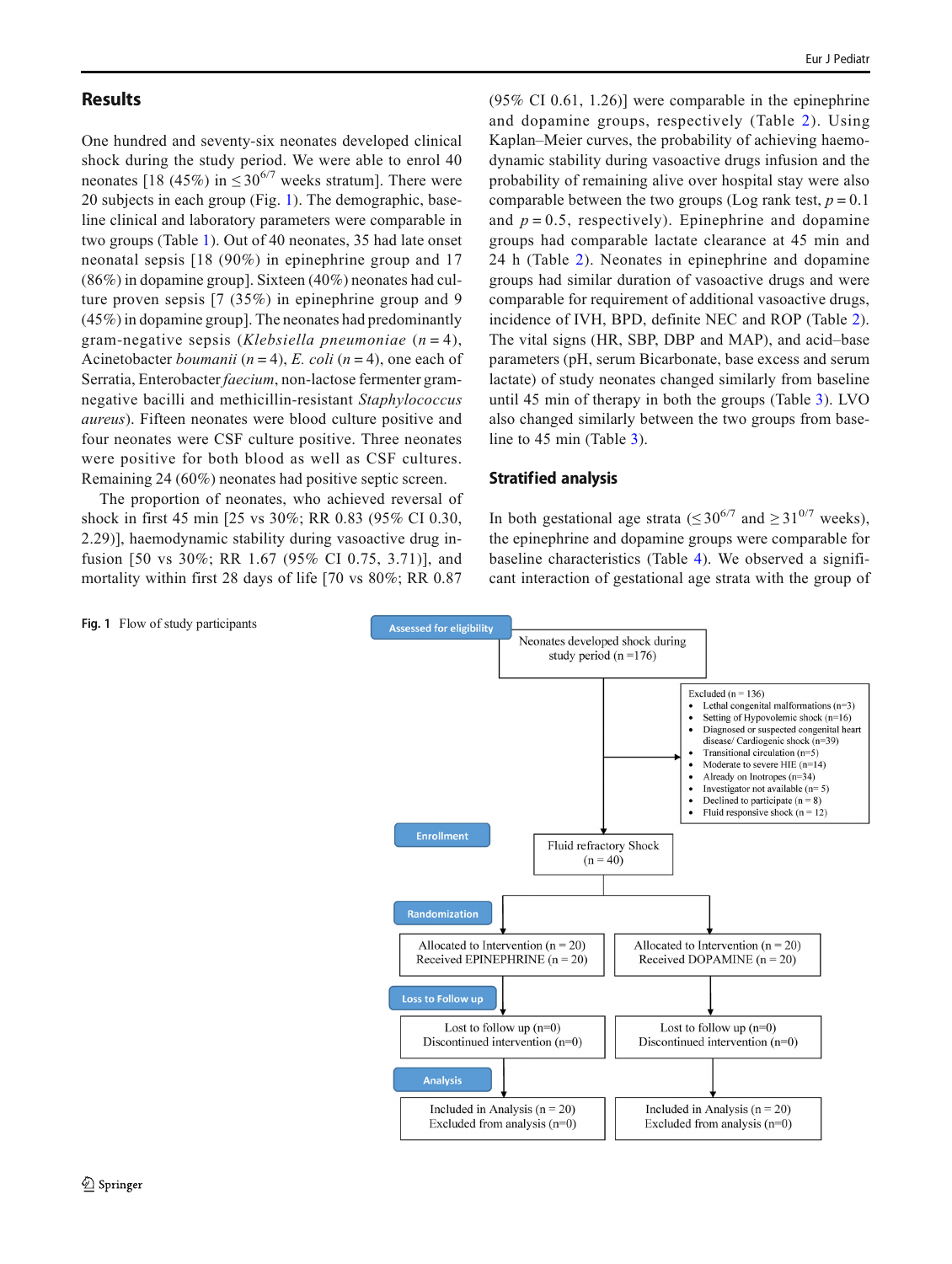## Results

One hundred and seventy-six neonates developed clinical shock during the study period. We were able to enrol 40 neonates [18 (45%) in $\leq 30^{6/7}$ weeks stratum]. There were 20 subjects in each group (Fig. 1). The demographic, baseline clinical and laboratory parameters were comparable in two groups (Table 1). Out of 40 neonates, 35 had late onset neonatal sepsis [18 (90%) in epinephrine group and 17 (86%) in dopamine group]. Sixteen (40%) neonates had culture proven sepsis [7 (35%) in epinephrine group and 9 (45%) in dopamine group]. The neonates had predominantly gram-negative sepsis (*Klebsiella pneumoniae* ($n = 4$), Acinetobacter *boumanii* ($n = 4$), *E. coli* ($n = 4$), one each of Serratia, Enterobacter *faecium*, non-lactose fermenter gram-negative bacilli and methicillin-resistant *Staphylococcus aureus*). Fifteen neonates were blood culture positive and four neonates were CSF culture positive. Three neonates were positive for both blood as well as CSF cultures. Remaining 24 (60%) neonates had positive septic screen.

The proportion of neonates, who achieved reversal of shock in first 45 min [25 vs 30%; RR 0.83 (95% CI 0.30, 2.29)], haemodynamic stability during vasoactive drug infusion [50 vs 30%; RR 1.67 (95% CI 0.75, 3.71)], and mortality within first 28 days of life [70 vs 80%; RR 0.87 (95% CI 0.61, 1.26)] were comparable in the epinephrine and dopamine groups, respectively (Table 2). Using Kaplan–Meier curves, the probability of achieving haemodynamic stability during vasoactive drugs infusion and the probability of remaining alive over hospital stay were also comparable between the two groups (Log rank test, $p = 0.1$ and $p = 0.5$, respectively). Epinephrine and dopamine groups had comparable lactate clearance at 45 min and 24 h (Table 2). Neonates in epinephrine and dopamine groups had similar duration of vasoactive drugs and were comparable for requirement of additional vasoactive drugs, incidence of IVH, BPD, definite NEC and ROP (Table 2). The vital signs (HR, SBP, DBP and MAP), and acid–base parameters (pH, serum Bicarbonate, base excess and serum lactate) of study neonates changed similarly from baseline until 45 min of therapy in both the groups (Table 3). LVO also changed similarly between the two groups from baseline to 45 min (Table 3).

### Stratified analysis

In both gestational age strata ($\leq 30^{6/7}$ and $\geq 31^{0/7}$ weeks), the epinephrine and dopamine groups were comparable for baseline characteristics (Table 4). We observed a significant interaction of gestational age strata with the group of

**Assessed for eligibility**

Neonates developed shock during study period (n =176)

Excluded (n = 136)
- Lethal congenital malformations (n=3)
- Setting of Hypovolemic shock (n=16)
- Diagnosed or suspected congenital heart disease/ Cardiogenic shock (n=39)
- Transitional circulation (n=5)
- Moderate to severe HIE (n=14)
- Already on Inotropes (n=34)
- Investigator not available (n= 5)
- Declined to participate (n = 8)
- Fluid responsive shock (n = 12)

**Enrollment**

Fluid refractory Shock (n = 40)

**Randomization**

| Epinephrine | Dopamine |
|---|---|
| Allocated to Intervention (n = 20) Received EPINEPHRINE (n = 20) | Allocated to Intervention (n = 20) Received DOPAMINE (n = 20) |

**Loss to Follow up**

| Epinephrine | Dopamine |
|---|---|
| Lost to follow up (n=0) Discontinued intervention (n=0) | Lost to follow up (n=0) Discontinued intervention (n=0) |

**Analysis**

| Epinephrine | Dopamine |
|---|---|
| Included in Analysis (n = 20) Excluded from analysis (n=0) | Included in Analysis (n = 20) Excluded from analysis (n=0) |

**Fig. 1** Flow of study participants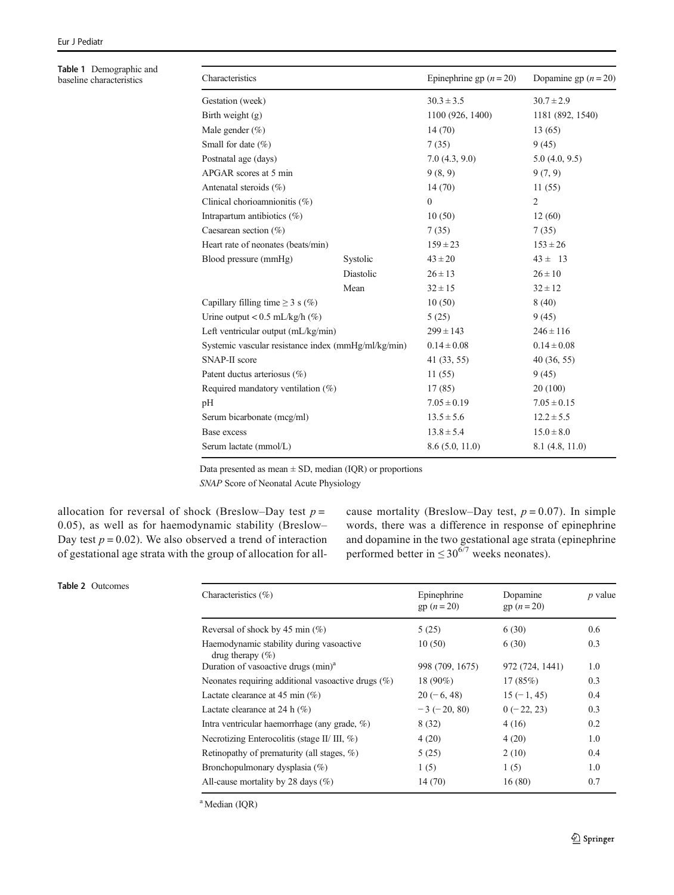**Table 1** Demographic and baseline characteristics

| Characteristics | | Epinephrine gp ($n = 20$) | Dopamine gp ($n = 20$) |
|---|---|---|---|
| Gestation (week) | | $30.3 \pm 3.5$ | $30.7 \pm 2.9$ |
| Birth weight (g) | | 1100 (926, 1400) | 1181 (892, 1540) |
| Male gender (%) | | 14 (70) | 13 (65) |
| Small for date (%) | | 7 (35) | 9 (45) |
| Postnatal age (days) | | 7.0 (4.3, 9.0) | 5.0 (4.0, 9.5) |
| APGAR scores at 5 min | | 9 (8, 9) | 9 (7, 9) |
| Antenatal steroids (%) | | 14 (70) | 11 (55) |
| Clinical chorioamnionitis (%) | | 0 | 2 |
| Intrapartum antibiotics (%) | | 10 (50) | 12 (60) |
| Caesarean section (%) | | 7 (35) | 7 (35) |
| Heart rate of neonates (beats/min) | | $159 \pm 23$ | $153 \pm 26$ |
| Blood pressure (mmHg) | Systolic | $43 \pm 20$ | $43 \pm 13$ |
| | Diastolic | $26 \pm 13$ | $26 \pm 10$ |
| | Mean | $32 \pm 15$ | $32 \pm 12$ |
| Capillary filling time ≥ 3 s (%) | | 10 (50) | 8 (40) |
| Urine output < 0.5 mL/kg/h (%) | | 5 (25) | 9 (45) |
| Left ventricular output (mL/kg/min) | | $299 \pm 143$ | $246 \pm 116$ |
| Systemic vascular resistance index (mmHg/ml/kg/min) | | $0.14 \pm 0.08$ | $0.14 \pm 0.08$ |
| SNAP-II score | | 41 (33, 55) | 40 (36, 55) |
| Patent ductus arteriosus (%) | | 11 (55) | 9 (45) |
| Required mandatory ventilation (%) | | 17 (85) | 20 (100) |
| pH | | $7.05 \pm 0.19$ | $7.05 \pm 0.15$ |
| Serum bicarbonate (mcg/ml) | | $13.5 \pm 5.6$ | $12.2 \pm 5.5$ |
| Base excess | | $13.8 \pm 5.4$ | $15.0 \pm 8.0$ |
| Serum lactate (mmol/L) | | 8.6 (5.0, 11.0) | 8.1 (4.8, 11.0) |

Data presented as mean ± SD, median (IQR) or proportions

*SNAP* Score of Neonatal Acute Physiology

allocation for reversal of shock (Breslow–Day test $p = 0.05$), as well as for haemodynamic stability (Breslow–Day test $p = 0.02$). We also observed a trend of interaction of gestational age strata with the group of allocation for all-cause mortality (Breslow–Day test, $p = 0.07$). In simple words, there was a difference in response of epinephrine and dopamine in the two gestational age strata (epinephrine performed better in $\leq 30^{6/7}$ weeks neonates).

**Table 2** Outcomes

| Characteristics (%) | Epinephrine gp ($n = 20$) | Dopamine gp ($n = 20$) | $p$ value |
|---|---|---|---|
| Reversal of shock by 45 min (%) | 5 (25) | 6 (30) | 0.6 |
| Haemodynamic stability during vasoactive drug therapy (%) | 10 (50) | 6 (30) | 0.3 |
| Duration of vasoactive drugs (min)[a] | 998 (709, 1675) | 972 (724, 1441) | 1.0 |
| Neonates requiring additional vasoactive drugs (%) | 18 (90%) | 17 (85%) | 0.3 |
| Lactate clearance at 45 min (%) | 20 (− 6, 48) | 15 (− 1, 45) | 0.4 |
| Lactate clearance at 24 h (%) | − 3 (− 20, 80) | 0 (− 22, 23) | 0.3 |
| Intra ventricular haemorrhage (any grade, %) | 8 (32) | 4 (16) | 0.2 |
| Necrotizing Enterocolitis (stage II/ III, %) | 4 (20) | 4 (20) | 1.0 |
| Retinopathy of prematurity (all stages, %) | 5 (25) | 2 (10) | 0.4 |
| Bronchopulmonary dysplasia (%) | 1 (5) | 1 (5) | 1.0 |
| All-cause mortality by 28 days (%) | 14 (70) | 16 (80) | 0.7 |

[a] Median (IQR)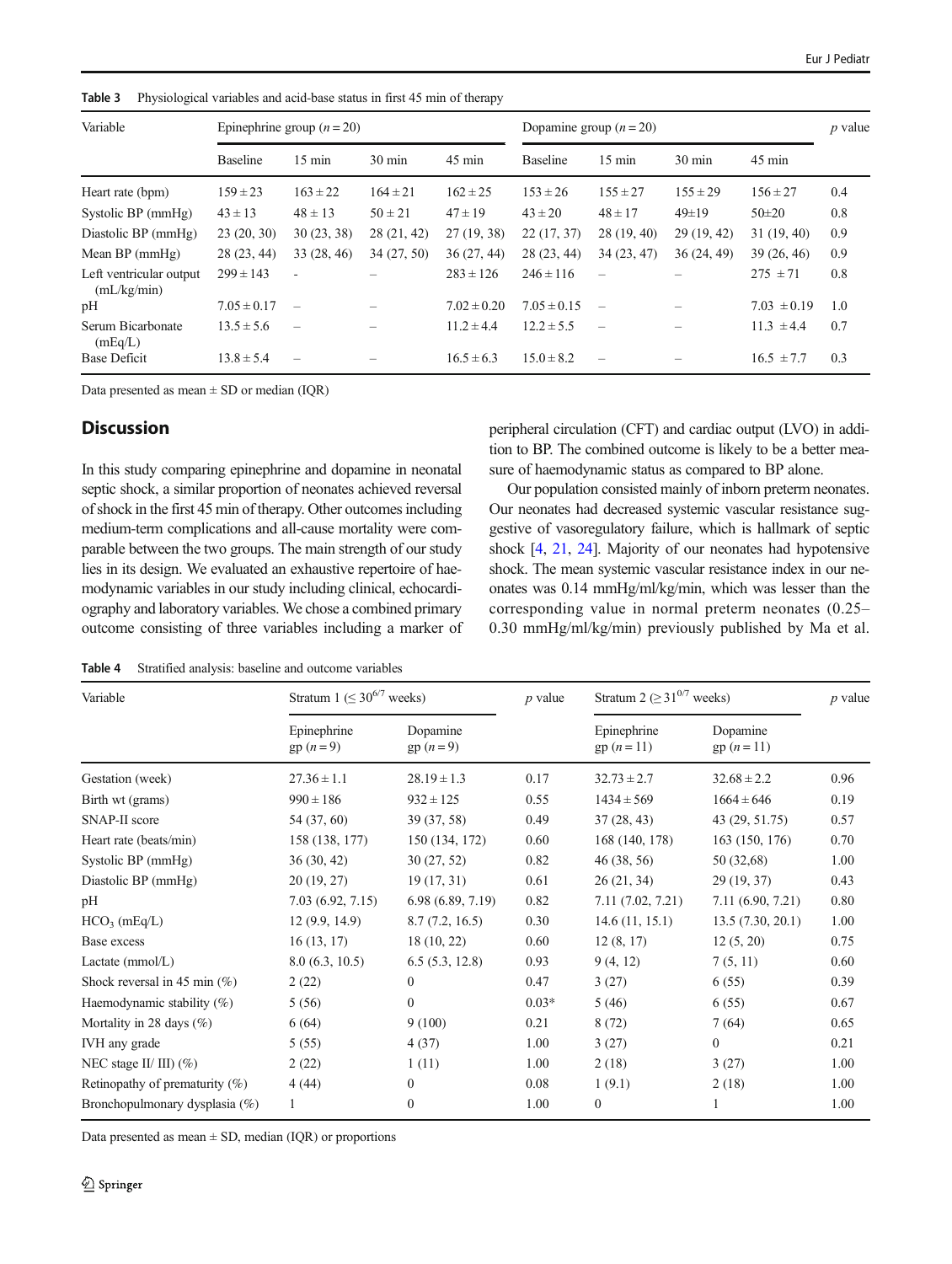**Table 3** Physiological variables and acid-base status in first 45 min of therapy

| Variable | Epinephrine group ($n = 20$) | | | | Dopamine group ($n = 20$) | | | | $p$ value |
|---|---|---|---|---|---|---|---|---|---|
| | Baseline | 15 min | 30 min | 45 min | Baseline | 15 min | 30 min | 45 min | |
| Heart rate (bpm) | 159 ± 23 | 163 ± 22 | 164 ± 21 | 162 ± 25 | 153 ± 26 | 155 ± 27 | 155 ± 29 | 156 ± 27 | 0.4 |
| Systolic BP (mmHg) | 43 ± 13 | 48 ± 13 | 50 ± 21 | 47 ± 19 | 43 ± 20 | 48 ± 17 | 49±19 | 50±20 | 0.8 |
| Diastolic BP (mmHg) | 23 (20, 30) | 30 (23, 38) | 28 (21, 42) | 27 (19, 38) | 22 (17, 37) | 28 (19, 40) | 29 (19, 42) | 31 (19, 40) | 0.9 |
| Mean BP (mmHg) | 28 (23, 44) | 33 (28, 46) | 34 (27, 50) | 36 (27, 44) | 28 (23, 44) | 34 (23, 47) | 36 (24, 49) | 39 (26, 46) | 0.9 |
| Left ventricular output (mL/kg/min) | 299 ± 143 | - | – | 283 ± 126 | 246 ± 116 | – | – | 275 ± 71 | 0.8 |
| pH | 7.05 ± 0.17 | – | – | 7.02 ± 0.20 | 7.05 ± 0.15 | – | – | 7.03 ± 0.19 | 1.0 |
| Serum Bicarbonate (mEq/L) | 13.5 ± 5.6 | – | – | 11.2 ± 4.4 | 12.2 ± 5.5 | – | – | 11.3 ± 4.4 | 0.7 |
| Base Deficit | 13.8 ± 5.4 | – | – | 16.5 ± 6.3 | 15.0 ± 8.2 | – | – | 16.5 ± 7.7 | 0.3 |

Data presented as mean ± SD or median (IQR)

## Discussion

In this study comparing epinephrine and dopamine in neonatal septic shock, a similar proportion of neonates achieved reversal of shock in the first 45 min of therapy. Other outcomes including medium-term complications and all-cause mortality were comparable between the two groups. The main strength of our study lies in its design. We evaluated an exhaustive repertoire of haemodynamic variables in our study including clinical, echocardiography and laboratory variables. We chose a combined primary outcome consisting of three variables including a marker of peripheral circulation (CFT) and cardiac output (LVO) in addition to BP. The combined outcome is likely to be a better measure of haemodynamic status as compared to BP alone.

Our population consisted mainly of inborn preterm neonates. Our neonates had decreased systemic vascular resistance suggestive of vasoregulatory failure, which is hallmark of septic shock [4, 21, 24]. Majority of our neonates had hypotensive shock. The mean systemic vascular resistance index in our neonates was 0.14 mmHg/ml/kg/min, which was lesser than the corresponding value in normal preterm neonates (0.25–0.30 mmHg/ml/kg/min) previously published by Ma et al.

**Table 4** Stratified analysis: baseline and outcome variables

| Variable | Stratum 1 (≤ $30^{6/7}$ weeks) | | $p$ value | Stratum 2 (≥ $31^{0/7}$ weeks) | | $p$ value |
|---|---|---|---|---|---|---|
| | Epinephrine gp ($n = 9$) | Dopamine gp ($n = 9$) | | Epinephrine gp ($n = 11$) | Dopamine gp ($n = 11$) | |
| Gestation (week) | 27.36 ± 1.1 | 28.19 ± 1.3 | 0.17 | 32.73 ± 2.7 | 32.68 ± 2.2 | 0.96 |
| Birth wt (grams) | 990 ± 186 | 932 ± 125 | 0.55 | 1434 ± 569 | 1664 ± 646 | 0.19 |
| SNAP-II score | 54 (37, 60) | 39 (37, 58) | 0.49 | 37 (28, 43) | 43 (29, 51.75) | 0.57 |
| Heart rate (beats/min) | 158 (138, 177) | 150 (134, 172) | 0.60 | 168 (140, 178) | 163 (150, 176) | 0.70 |
| Systolic BP (mmHg) | 36 (30, 42) | 30 (27, 52) | 0.82 | 46 (38, 56) | 50 (32,68) | 1.00 |
| Diastolic BP (mmHg) | 20 (19, 27) | 19 (17, 31) | 0.61 | 26 (21, 34) | 29 (19, 37) | 0.43 |
| pH | 7.03 (6.92, 7.15) | 6.98 (6.89, 7.19) | 0.82 | 7.11 (7.02, 7.21) | 7.11 (6.90, 7.21) | 0.80 |
| $HCO_3$ (mEq/L) | 12 (9.9, 14.9) | 8.7 (7.2, 16.5) | 0.30 | 14.6 (11, 15.1) | 13.5 (7.30, 20.1) | 1.00 |
| Base excess | 16 (13, 17) | 18 (10, 22) | 0.60 | 12 (8, 17) | 12 (5, 20) | 0.75 |
| Lactate (mmol/L) | 8.0 (6.3, 10.5) | 6.5 (5.3, 12.8) | 0.93 | 9 (4, 12) | 7 (5, 11) | 0.60 |
| Shock reversal in 45 min (%) | 2 (22) | 0 | 0.47 | 3 (27) | 6 (55) | 0.39 |
| Haemodynamic stability (%) | 5 (56) | 0 | 0.03* | 5 (46) | 6 (55) | 0.67 |
| Mortality in 28 days (%) | 6 (64) | 9 (100) | 0.21 | 8 (72) | 7 (64) | 0.65 |
| IVH any grade | 5 (55) | 4 (37) | 1.00 | 3 (27) | 0 | 0.21 |
| NEC stage II/ III) (%) | 2 (22) | 1 (11) | 1.00 | 2 (18) | 3 (27) | 1.00 |
| Retinopathy of prematurity (%) | 4 (44) | 0 | 0.08 | 1 (9.1) | 2 (18) | 1.00 |
| Bronchopulmonary dysplasia (%) | 1 | 0 | 1.00 | 0 | 1 | 1.00 |

Data presented as mean ± SD, median (IQR) or proportions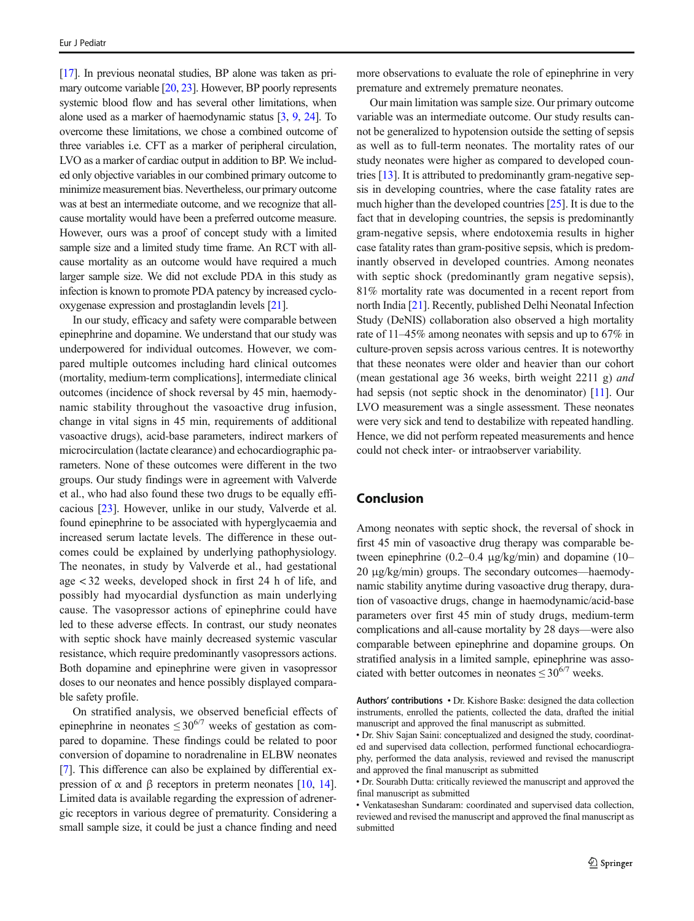[17]. In previous neonatal studies, BP alone was taken as primary outcome variable [20, 23]. However, BP poorly represents systemic blood flow and has several other limitations, when alone used as a marker of haemodynamic status [3, 9, 24]. To overcome these limitations, we chose a combined outcome of three variables i.e. CFT as a marker of peripheral circulation, LVO as a marker of cardiac output in addition to BP. We included only objective variables in our combined primary outcome to minimize measurement bias. Nevertheless, our primary outcome was at best an intermediate outcome, and we recognize that all-cause mortality would have been a preferred outcome measure. However, ours was a proof of concept study with a limited sample size and a limited study time frame. An RCT with all-cause mortality as an outcome would have required a much larger sample size. We did not exclude PDA in this study as infection is known to promote PDA patency by increased cyclo-oxygenase expression and prostaglandin levels [21].

In our study, efficacy and safety were comparable between epinephrine and dopamine. We understand that our study was underpowered for individual outcomes. However, we compared multiple outcomes including hard clinical outcomes (mortality, medium-term complications], intermediate clinical outcomes (incidence of shock reversal by 45 min, haemodynamic stability throughout the vasoactive drug infusion, change in vital signs in 45 min, requirements of additional vasoactive drugs), acid-base parameters, indirect markers of microcirculation (lactate clearance) and echocardiographic parameters. None of these outcomes were different in the two groups. Our study findings were in agreement with Valverde et al., who had also found these two drugs to be equally efficacious [23]. However, unlike in our study, Valverde et al. found epinephrine to be associated with hyperglycaemia and increased serum lactate levels. The difference in these outcomes could be explained by underlying pathophysiology. The neonates, in study by Valverde et al., had gestational age < 32 weeks, developed shock in first 24 h of life, and possibly had myocardial dysfunction as main underlying cause. The vasopressor actions of epinephrine could have led to these adverse effects. In contrast, our study neonates with septic shock have mainly decreased systemic vascular resistance, which require predominantly vasopressors actions. Both dopamine and epinephrine were given in vasopressor doses to our neonates and hence possibly displayed comparable safety profile.

On stratified analysis, we observed beneficial effects of epinephrine in neonates $\leq 30^{6/7}$ weeks of gestation as compared to dopamine. These findings could be related to poor conversion of dopamine to noradrenaline in ELBW neonates [7]. This difference can also be explained by differential expression of α and β receptors in preterm neonates [10, 14]. Limited data is available regarding the expression of adrenergic receptors in various degree of prematurity. Considering a small sample size, it could be just a chance finding and need more observations to evaluate the role of epinephrine in very premature and extremely premature neonates.

Our main limitation was sample size. Our primary outcome variable was an intermediate outcome. Our study results cannot be generalized to hypotension outside the setting of sepsis as well as to full-term neonates. The mortality rates of our study neonates were higher as compared to developed countries [13]. It is attributed to predominantly gram-negative sepsis in developing countries, where the case fatality rates are much higher than the developed countries [25]. It is due to the fact that in developing countries, the sepsis is predominantly gram-negative sepsis, where endotoxemia results in higher case fatality rates than gram-positive sepsis, which is predominantly observed in developed countries. Among neonates with septic shock (predominantly gram negative sepsis), 81% mortality rate was documented in a recent report from north India [21]. Recently, published Delhi Neonatal Infection Study (DeNIS) collaboration also observed a high mortality rate of 11–45% among neonates with sepsis and up to 67% in culture-proven sepsis across various centres. It is noteworthy that these neonates were older and heavier than our cohort (mean gestational age 36 weeks, birth weight 2211 g) *and* had sepsis (not septic shock in the denominator) [11]. Our LVO measurement was a single assessment. These neonates were very sick and tend to destabilize with repeated handling. Hence, we did not perform repeated measurements and hence could not check inter- or intraobserver variability.

## Conclusion

Among neonates with septic shock, the reversal of shock in first 45 min of vasoactive drug therapy was comparable between epinephrine (0.2–0.4 μg/kg/min) and dopamine (10–20 μg/kg/min) groups. The secondary outcomes—haemodynamic stability anytime during vasoactive drug therapy, duration of vasoactive drugs, change in haemodynamic/acid-base parameters over first 45 min of study drugs, medium-term complications and all-cause mortality by 28 days—were also comparable between epinephrine and dopamine groups. On stratified analysis in a limited sample, epinephrine was associated with better outcomes in neonates $\leq 30^{6/7}$ weeks.

**Authors' contributions** • Dr. Kishore Baske: designed the data collection instruments, enrolled the patients, collected the data, drafted the initial manuscript and approved the final manuscript as submitted.

• Dr. Shiv Sajan Saini: conceptualized and designed the study, coordinated and supervised data collection, performed functional echocardiography, performed the data analysis, reviewed and revised the manuscript and approved the final manuscript as submitted

• Dr. Sourabh Dutta: critically reviewed the manuscript and approved the final manuscript as submitted

• Venkataseshan Sundaram: coordinated and supervised data collection, reviewed and revised the manuscript and approved the final manuscript as submitted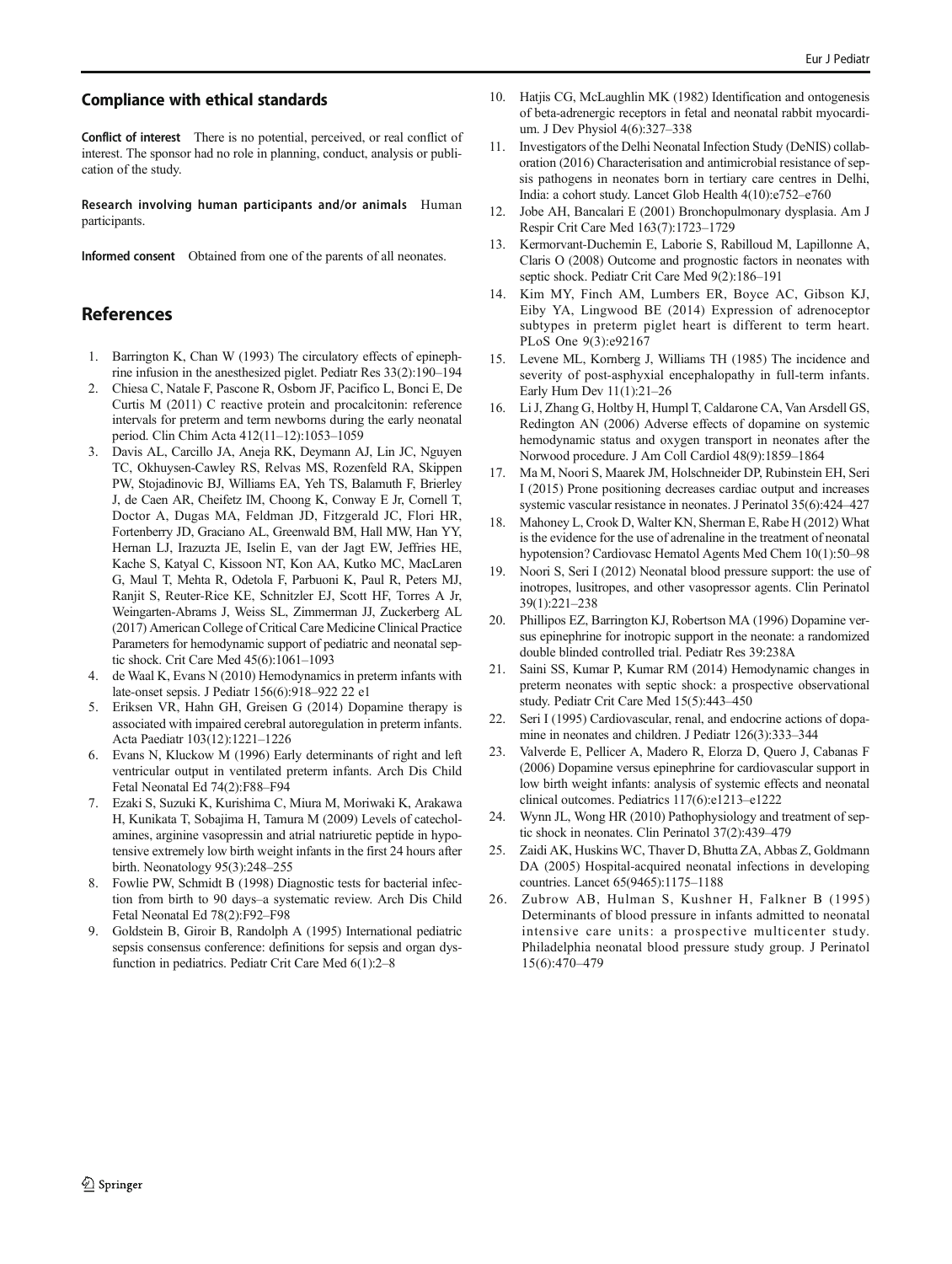## Compliance with ethical standards

**Conflict of interest** There is no potential, perceived, or real conflict of interest. The sponsor had no role in planning, conduct, analysis or publication of the study.

**Research involving human participants and/or animals** Human participants.

**Informed consent** Obtained from one of the parents of all neonates.

## References

1. Barrington K, Chan W (1993) The circulatory effects of epinephrine infusion in the anesthesized piglet. Pediatr Res 33(2):190–194
2. Chiesa C, Natale F, Pascone R, Osborn JF, Pacifico L, Bonci E, De Curtis M (2011) C reactive protein and procalcitonin: reference intervals for preterm and term newborns during the early neonatal period. Clin Chim Acta 412(11–12):1053–1059
3. Davis AL, Carcillo JA, Aneja RK, Deymann AJ, Lin JC, Nguyen TC, Okhuysen-Cawley RS, Relvas MS, Rozenfeld RA, Skippen PW, Stojadinovic BJ, Williams EA, Yeh TS, Balamuth F, Brierley J, de Caen AR, Cheifetz IM, Choong K, Conway E Jr, Cornell T, Doctor A, Dugas MA, Feldman JD, Fitzgerald JC, Flori HR, Fortenberry JD, Graciano AL, Greenwald BM, Hall MW, Han YY, Hernan LJ, Irazuzta JE, Iselin E, van der Jagt EW, Jeffries HE, Kache S, Katyal C, Kissoon NT, Kon AA, Kutko MC, MacLaren G, Maul T, Mehta R, Odetola F, Parbuoni K, Paul R, Peters MJ, Ranjit S, Reuter-Rice KE, Schnitzler EJ, Scott HF, Torres A Jr, Weingarten-Abrams J, Weiss SL, Zimmerman JJ, Zuckerberg AL (2017) American College of Critical Care Medicine Clinical Practice Parameters for hemodynamic support of pediatric and neonatal septic shock. Crit Care Med 45(6):1061–1093
4. de Waal K, Evans N (2010) Hemodynamics in preterm infants with late-onset sepsis. J Pediatr 156(6):918–922 22 e1
5. Eriksen VR, Hahn GH, Greisen G (2014) Dopamine therapy is associated with impaired cerebral autoregulation in preterm infants. Acta Paediatr 103(12):1221–1226
6. Evans N, Kluckow M (1996) Early determinants of right and left ventricular output in ventilated preterm infants. Arch Dis Child Fetal Neonatal Ed 74(2):F88–F94
7. Ezaki S, Suzuki K, Kurishima C, Miura M, Moriwaki K, Arakawa H, Kunikata T, Sobajima H, Tamura M (2009) Levels of catecholamines, arginine vasopressin and atrial natriuretic peptide in hypotensive extremely low birth weight infants in the first 24 hours after birth. Neonatology 95(3):248–255
8. Fowlie PW, Schmidt B (1998) Diagnostic tests for bacterial infection from birth to 90 days–a systematic review. Arch Dis Child Fetal Neonatal Ed 78(2):F92–F98
9. Goldstein B, Giroir B, Randolph A (1995) International pediatric sepsis consensus conference: definitions for sepsis and organ dysfunction in pediatrics. Pediatr Crit Care Med 6(1):2–8
10. Hatjis CG, McLaughlin MK (1982) Identification and ontogenesis of beta-adrenergic receptors in fetal and neonatal rabbit myocardium. J Dev Physiol 4(6):327–338
11. Investigators of the Delhi Neonatal Infection Study (DeNIS) collaboration (2016) Characterisation and antimicrobial resistance of sepsis pathogens in neonates born in tertiary care centres in Delhi, India: a cohort study. Lancet Glob Health 4(10):e752–e760
12. Jobe AH, Bancalari E (2001) Bronchopulmonary dysplasia. Am J Respir Crit Care Med 163(7):1723–1729
13. Kermorvant-Duchemin E, Laborie S, Rabilloud M, Lapillonne A, Claris O (2008) Outcome and prognostic factors in neonates with septic shock. Pediatr Crit Care Med 9(2):186–191
14. Kim MY, Finch AM, Lumbers ER, Boyce AC, Gibson KJ, Eiby YA, Lingwood BE (2014) Expression of adrenoceptor subtypes in preterm piglet heart is different to term heart. PLoS One 9(3):e92167
15. Levene ML, Kornberg J, Williams TH (1985) The incidence and severity of post-asphyxial encephalopathy in full-term infants. Early Hum Dev 11(1):21–26
16. Li J, Zhang G, Holtby H, Humpl T, Caldarone CA, Van Arsdell GS, Redington AN (2006) Adverse effects of dopamine on systemic hemodynamic status and oxygen transport in neonates after the Norwood procedure. J Am Coll Cardiol 48(9):1859–1864
17. Ma M, Noori S, Maarek JM, Holschneider DP, Rubinstein EH, Seri I (2015) Prone positioning decreases cardiac output and increases systemic vascular resistance in neonates. J Perinatol 35(6):424–427
18. Mahoney L, Crook D, Walter KN, Sherman E, Rabe H (2012) What is the evidence for the use of adrenaline in the treatment of neonatal hypotension? Cardiovasc Hematol Agents Med Chem 10(1):50–98
19. Noori S, Seri I (2012) Neonatal blood pressure support: the use of inotropes, lusitropes, and other vasopressor agents. Clin Perinatol 39(1):221–238
20. Phillipos EZ, Barrington KJ, Robertson MA (1996) Dopamine versus epinephrine for inotropic support in the neonate: a randomized double blinded controlled trial. Pediatr Res 39:238A
21. Saini SS, Kumar P, Kumar RM (2014) Hemodynamic changes in preterm neonates with septic shock: a prospective observational study. Pediatr Crit Care Med 15(5):443–450
22. Seri I (1995) Cardiovascular, renal, and endocrine actions of dopamine in neonates and children. J Pediatr 126(3):333–344
23. Valverde E, Pellicer A, Madero R, Elorza D, Quero J, Cabanas F (2006) Dopamine versus epinephrine for cardiovascular support in low birth weight infants: analysis of systemic effects and neonatal clinical outcomes. Pediatrics 117(6):e1213–e1222
24. Wynn JL, Wong HR (2010) Pathophysiology and treatment of septic shock in neonates. Clin Perinatol 37(2):439–479
25. Zaidi AK, Huskins WC, Thaver D, Bhutta ZA, Abbas Z, Goldmann DA (2005) Hospital-acquired neonatal infections in developing countries. Lancet 65(9465):1175–1188
26. Zubrow AB, Hulman S, Kushner H, Falkner B (1995) Determinants of blood pressure in infants admitted to neonatal intensive care units: a prospective multicenter study. Philadelphia neonatal blood pressure study group. J Perinatol 15(6):470–479